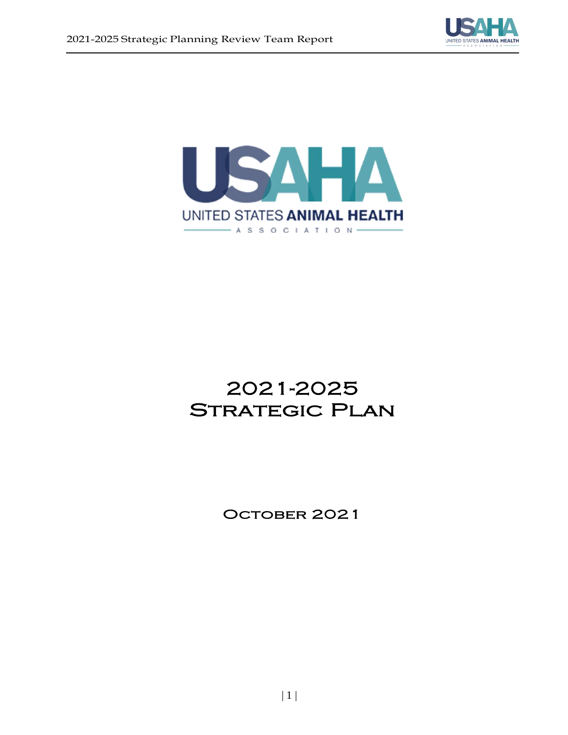USAHA

UNITED STATES ANIMAL HEALTH ASSOCIATION

# 2021-2025 Strategic Plan

October 2021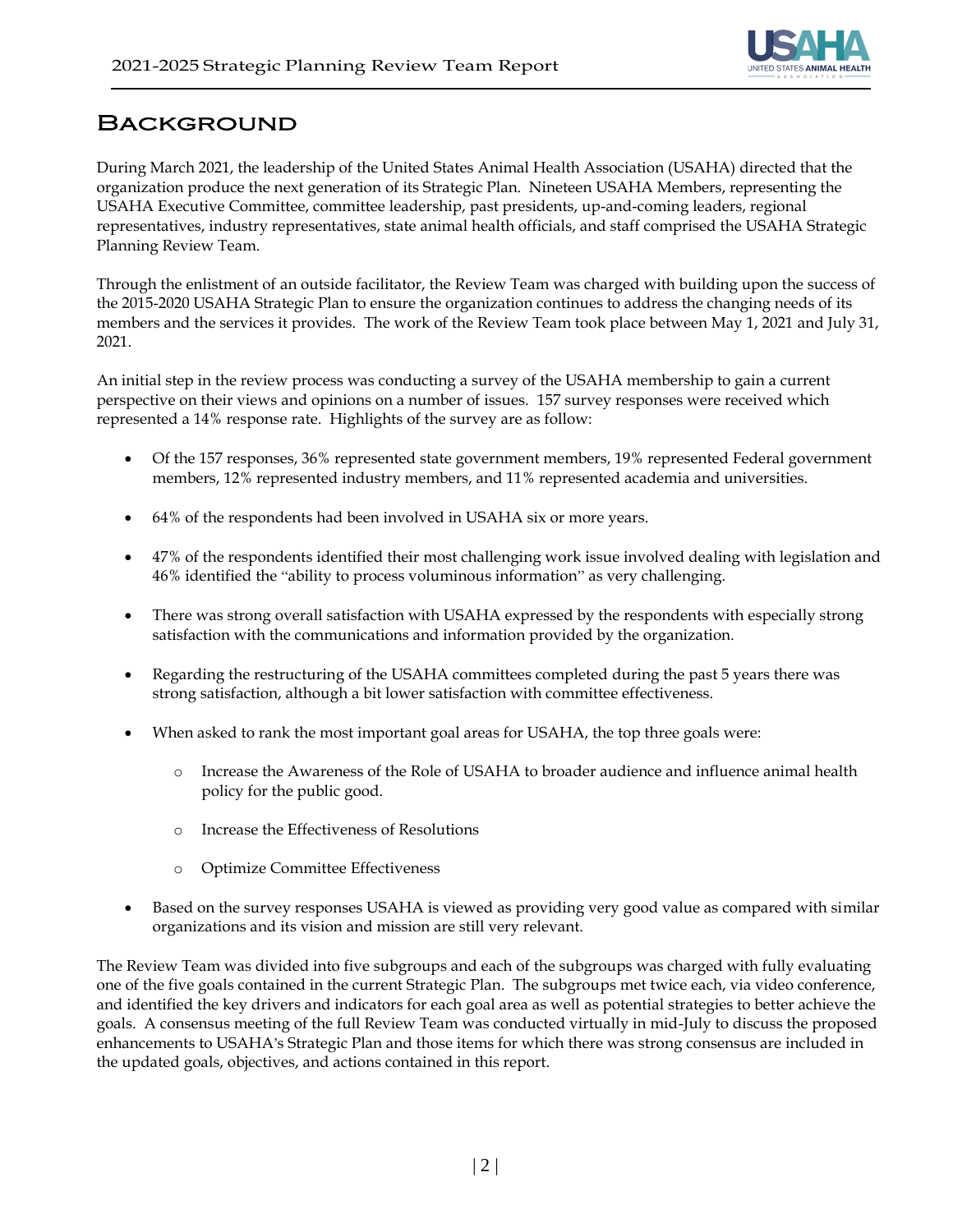# Background

During March 2021, the leadership of the United States Animal Health Association (USAHA) directed that the organization produce the next generation of its Strategic Plan. Nineteen USAHA Members, representing the USAHA Executive Committee, committee leadership, past presidents, up-and-coming leaders, regional representatives, industry representatives, state animal health officials, and staff comprised the USAHA Strategic Planning Review Team.

Through the enlistment of an outside facilitator, the Review Team was charged with building upon the success of the 2015-2020 USAHA Strategic Plan to ensure the organization continues to address the changing needs of its members and the services it provides. The work of the Review Team took place between May 1, 2021 and July 31, 2021.

An initial step in the review process was conducting a survey of the USAHA membership to gain a current perspective on their views and opinions on a number of issues. 157 survey responses were received which represented a 14% response rate. Highlights of the survey are as follow:

- Of the 157 responses, 36% represented state government members, 19% represented Federal government members, 12% represented industry members, and 11% represented academia and universities.
- 64% of the respondents had been involved in USAHA six or more years.
- 47% of the respondents identified their most challenging work issue involved dealing with legislation and 46% identified the "ability to process voluminous information" as very challenging.
- There was strong overall satisfaction with USAHA expressed by the respondents with especially strong satisfaction with the communications and information provided by the organization.
- Regarding the restructuring of the USAHA committees completed during the past 5 years there was strong satisfaction, although a bit lower satisfaction with committee effectiveness.
- When asked to rank the most important goal areas for USAHA, the top three goals were:
  - Increase the Awareness of the Role of USAHA to broader audience and influence animal health policy for the public good.
  - Increase the Effectiveness of Resolutions
  - Optimize Committee Effectiveness
- Based on the survey responses USAHA is viewed as providing very good value as compared with similar organizations and its vision and mission are still very relevant.

The Review Team was divided into five subgroups and each of the subgroups was charged with fully evaluating one of the five goals contained in the current Strategic Plan. The subgroups met twice each, via video conference, and identified the key drivers and indicators for each goal area as well as potential strategies to better achieve the goals. A consensus meeting of the full Review Team was conducted virtually in mid-July to discuss the proposed enhancements to USAHA's Strategic Plan and those items for which there was strong consensus are included in the updated goals, objectives, and actions contained in this report.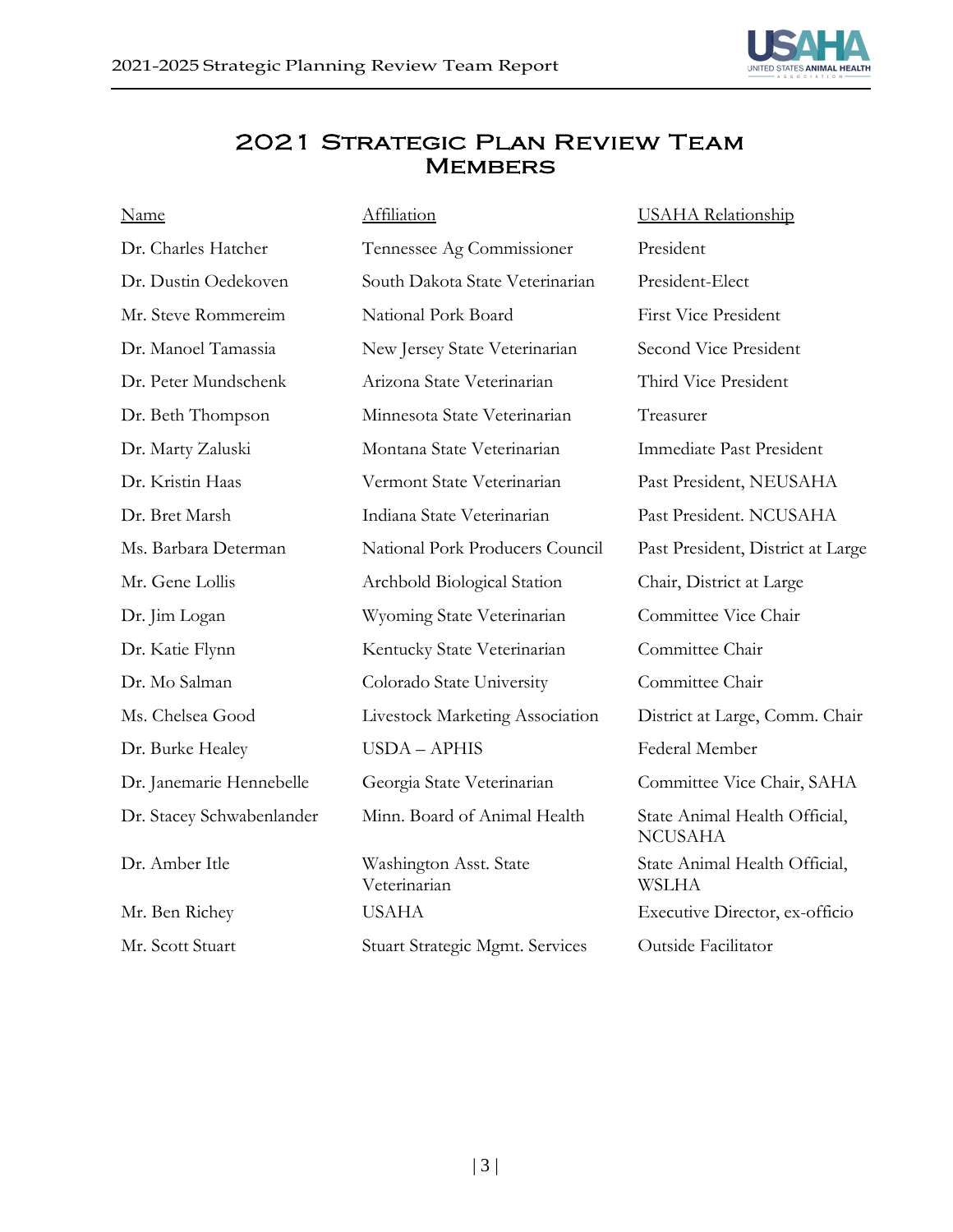# 2021 Strategic Plan Review Team Members

| Name | Affiliation | USAHA Relationship |
|---|---|---|
| Dr. Charles Hatcher | Tennessee Ag Commissioner | President |
| Dr. Dustin Oedekoven | South Dakota State Veterinarian | President-Elect |
| Mr. Steve Rommereim | National Pork Board | First Vice President |
| Dr. Manoel Tamassia | New Jersey State Veterinarian | Second Vice President |
| Dr. Peter Mundschenk | Arizona State Veterinarian | Third Vice President |
| Dr. Beth Thompson | Minnesota State Veterinarian | Treasurer |
| Dr. Marty Zaluski | Montana State Veterinarian | Immediate Past President |
| Dr. Kristin Haas | Vermont State Veterinarian | Past President, NEUSAHA |
| Dr. Bret Marsh | Indiana State Veterinarian | Past President. NCUSAHA |
| Ms. Barbara Determan | National Pork Producers Council | Past President, District at Large |
| Mr. Gene Lollis | Archbold Biological Station | Chair, District at Large |
| Dr. Jim Logan | Wyoming State Veterinarian | Committee Vice Chair |
| Dr. Katie Flynn | Kentucky State Veterinarian | Committee Chair |
| Dr. Mo Salman | Colorado State University | Committee Chair |
| Ms. Chelsea Good | Livestock Marketing Association | District at Large, Comm. Chair |
| Dr. Burke Healey | USDA – APHIS | Federal Member |
| Dr. Janemarie Hennebelle | Georgia State Veterinarian | Committee Vice Chair, SAHA |
| Dr. Stacey Schwabenlander | Minn. Board of Animal Health | State Animal Health Official, NCUSAHA |
| Dr. Amber Itle | Washington Asst. State Veterinarian | State Animal Health Official, WSLHA |
| Mr. Ben Richey | USAHA | Executive Director, ex-officio |
| Mr. Scott Stuart | Stuart Strategic Mgmt. Services | Outside Facilitator |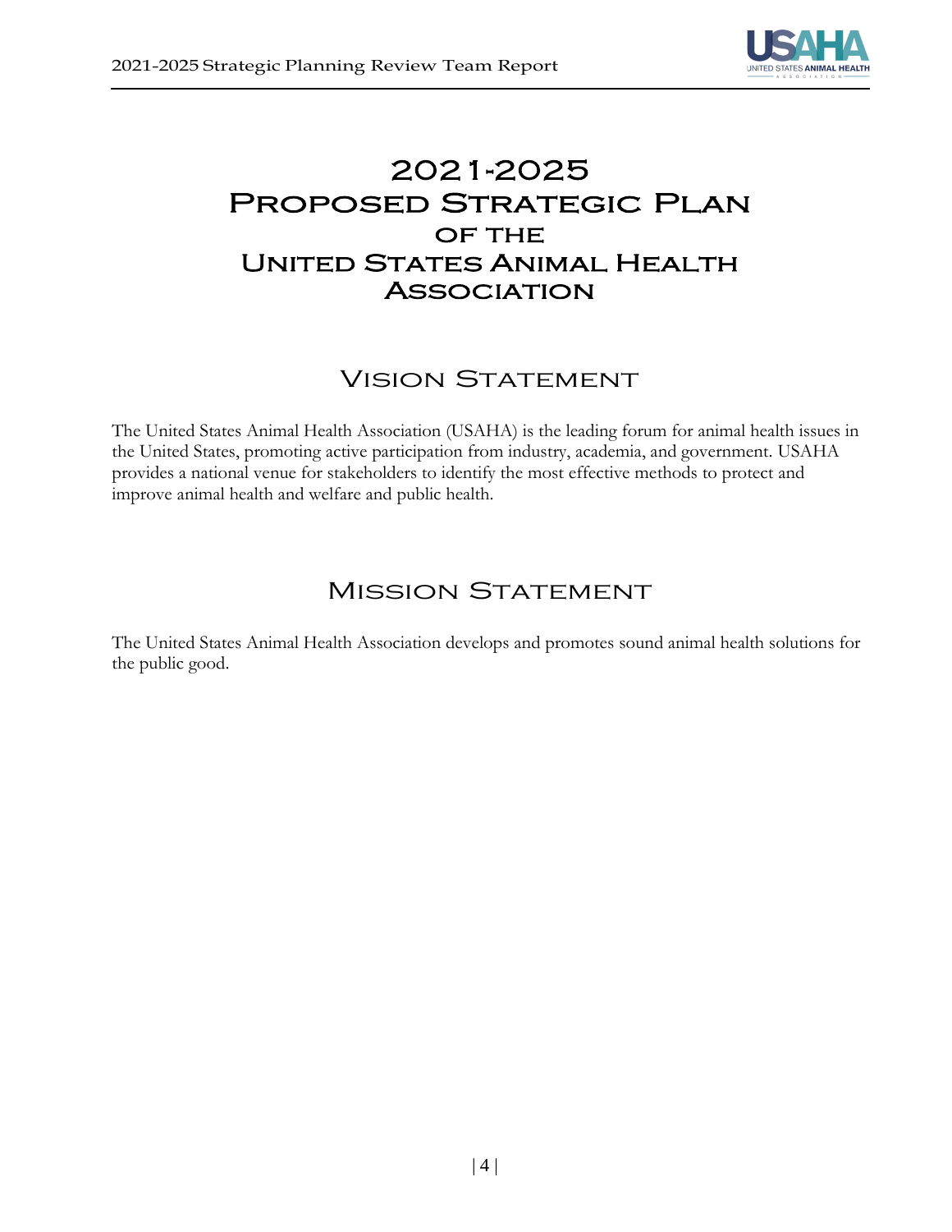# 2021-2025 Proposed Strategic Plan of the United States Animal Health Association

## Vision Statement

The United States Animal Health Association (USAHA) is the leading forum for animal health issues in the United States, promoting active participation from industry, academia, and government. USAHA provides a national venue for stakeholders to identify the most effective methods to protect and improve animal health and welfare and public health.

## Mission Statement

The United States Animal Health Association develops and promotes sound animal health solutions for the public good.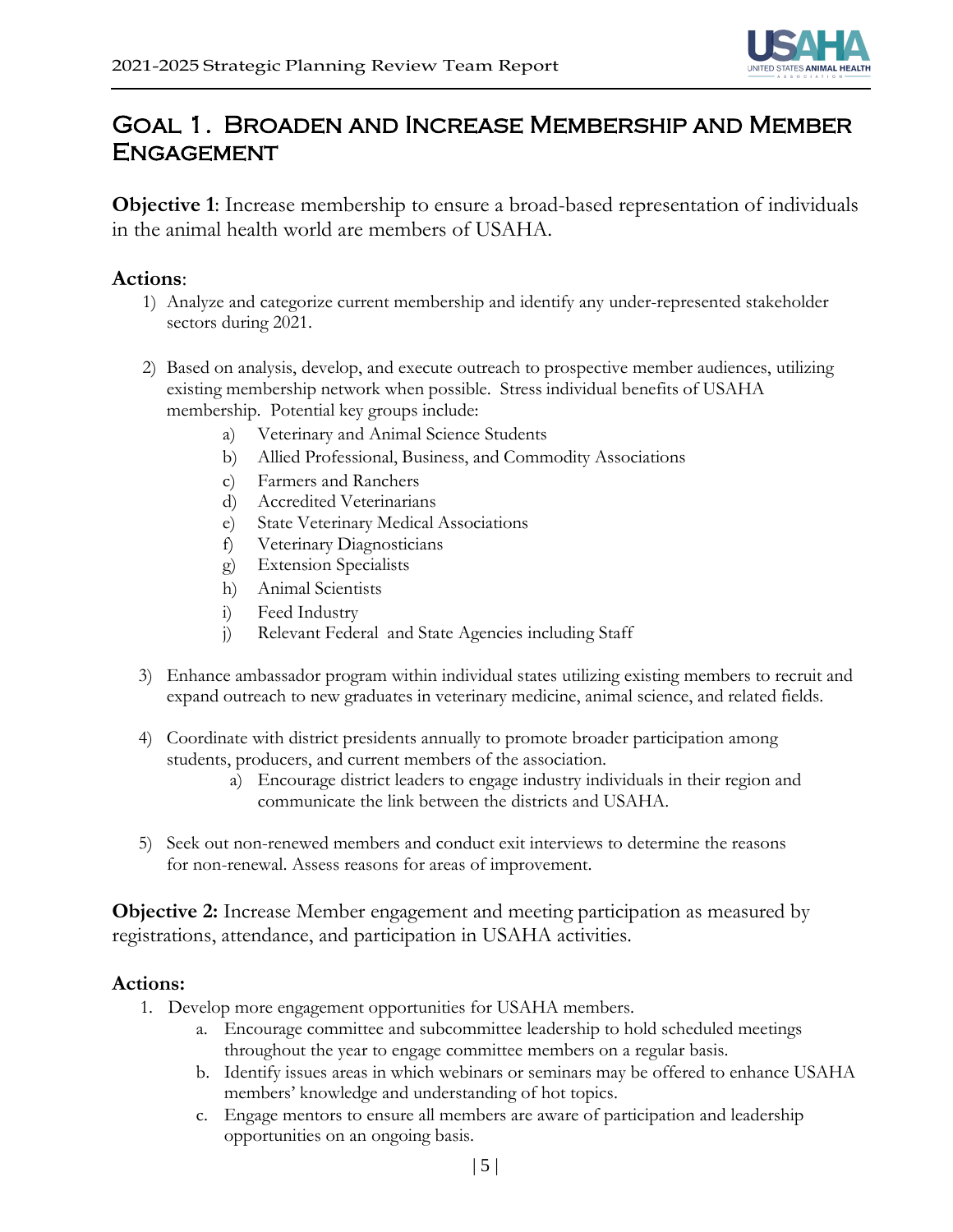# Goal 1. Broaden and Increase Membership and Member Engagement

**Objective 1**: Increase membership to ensure a broad-based representation of individuals in the animal health world are members of USAHA.

## Actions:

1) Analyze and categorize current membership and identify any under-represented stakeholder sectors during 2021.

2) Based on analysis, develop, and execute outreach to prospective member audiences, utilizing existing membership network when possible. Stress individual benefits of USAHA membership. Potential key groups include:
    a) Veterinary and Animal Science Students
    b) Allied Professional, Business, and Commodity Associations
    c) Farmers and Ranchers
    d) Accredited Veterinarians
    e) State Veterinary Medical Associations
    f) Veterinary Diagnosticians
    g) Extension Specialists
    h) Animal Scientists
    i) Feed Industry
    j) Relevant Federal and State Agencies including Staff

3) Enhance ambassador program within individual states utilizing existing members to recruit and expand outreach to new graduates in veterinary medicine, animal science, and related fields.

4) Coordinate with district presidents annually to promote broader participation among students, producers, and current members of the association.
    a) Encourage district leaders to engage industry individuals in their region and communicate the link between the districts and USAHA.

5) Seek out non-renewed members and conduct exit interviews to determine the reasons for non-renewal. Assess reasons for areas of improvement.

**Objective 2:** Increase Member engagement and meeting participation as measured by registrations, attendance, and participation in USAHA activities.

## Actions:

1. Develop more engagement opportunities for USAHA members.
    a. Encourage committee and subcommittee leadership to hold scheduled meetings throughout the year to engage committee members on a regular basis.
    b. Identify issues areas in which webinars or seminars may be offered to enhance USAHA members' knowledge and understanding of hot topics.
    c. Engage mentors to ensure all members are aware of participation and leadership opportunities on an ongoing basis.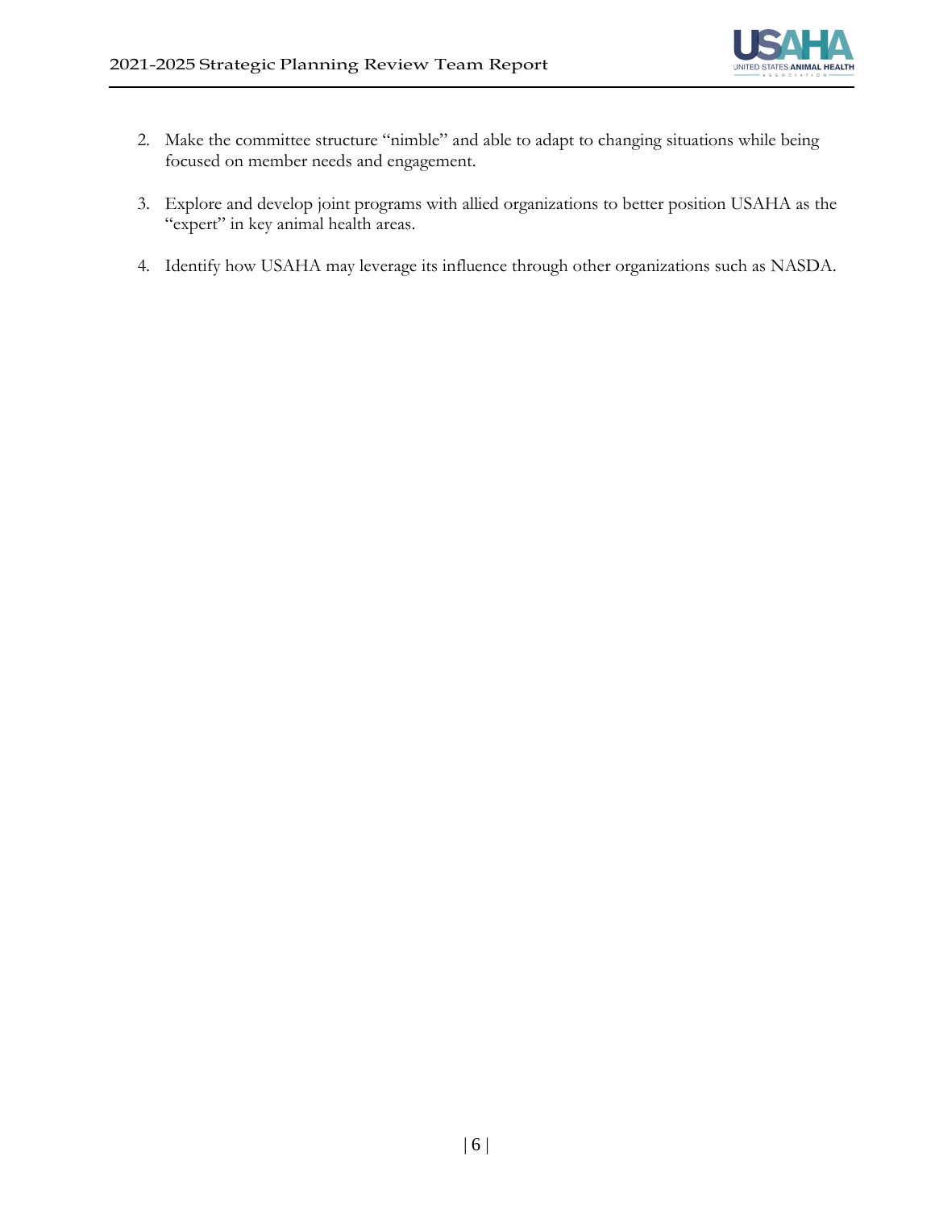2. Make the committee structure "nimble" and able to adapt to changing situations while being focused on member needs and engagement.

3. Explore and develop joint programs with allied organizations to better position USAHA as the "expert" in key animal health areas.

4. Identify how USAHA may leverage its influence through other organizations such as NASDA.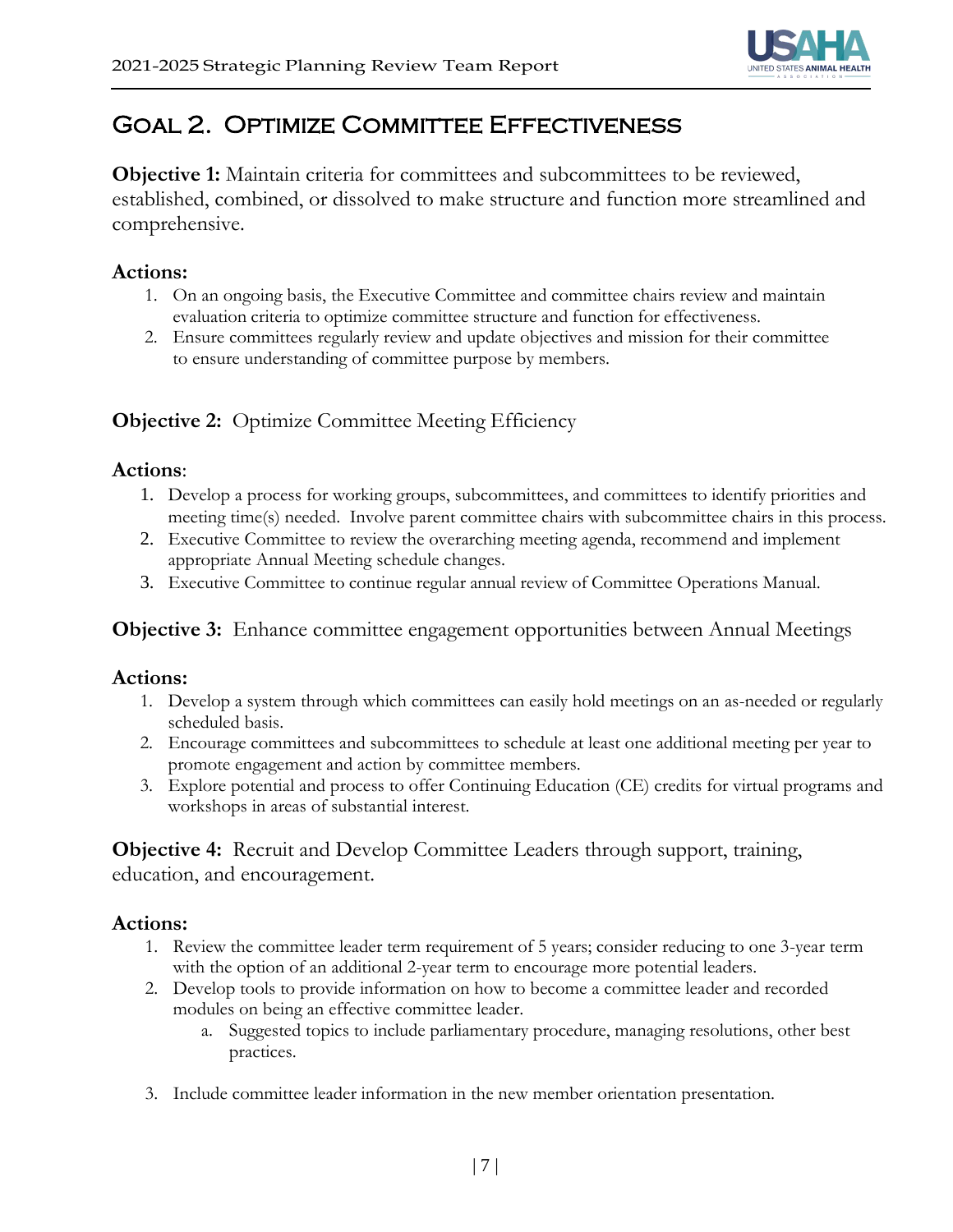## Goal 2. Optimize Committee Effectiveness

**Objective 1:** Maintain criteria for committees and subcommittees to be reviewed, established, combined, or dissolved to make structure and function more streamlined and comprehensive.

### Actions:

1. On an ongoing basis, the Executive Committee and committee chairs review and maintain evaluation criteria to optimize committee structure and function for effectiveness.
2. Ensure committees regularly review and update objectives and mission for their committee to ensure understanding of committee purpose by members.

**Objective 2:** Optimize Committee Meeting Efficiency

### Actions:

1. Develop a process for working groups, subcommittees, and committees to identify priorities and meeting time(s) needed. Involve parent committee chairs with subcommittee chairs in this process.
2. Executive Committee to review the overarching meeting agenda, recommend and implement appropriate Annual Meeting schedule changes.
3. Executive Committee to continue regular annual review of Committee Operations Manual.

**Objective 3:** Enhance committee engagement opportunities between Annual Meetings

### Actions:

1. Develop a system through which committees can easily hold meetings on an as-needed or regularly scheduled basis.
2. Encourage committees and subcommittees to schedule at least one additional meeting per year to promote engagement and action by committee members.
3. Explore potential and process to offer Continuing Education (CE) credits for virtual programs and workshops in areas of substantial interest.

**Objective 4:** Recruit and Develop Committee Leaders through support, training, education, and encouragement.

### Actions:

1. Review the committee leader term requirement of 5 years; consider reducing to one 3-year term with the option of an additional 2-year term to encourage more potential leaders.
2. Develop tools to provide information on how to become a committee leader and recorded modules on being an effective committee leader.
   a. Suggested topics to include parliamentary procedure, managing resolutions, other best practices.
3. Include committee leader information in the new member orientation presentation.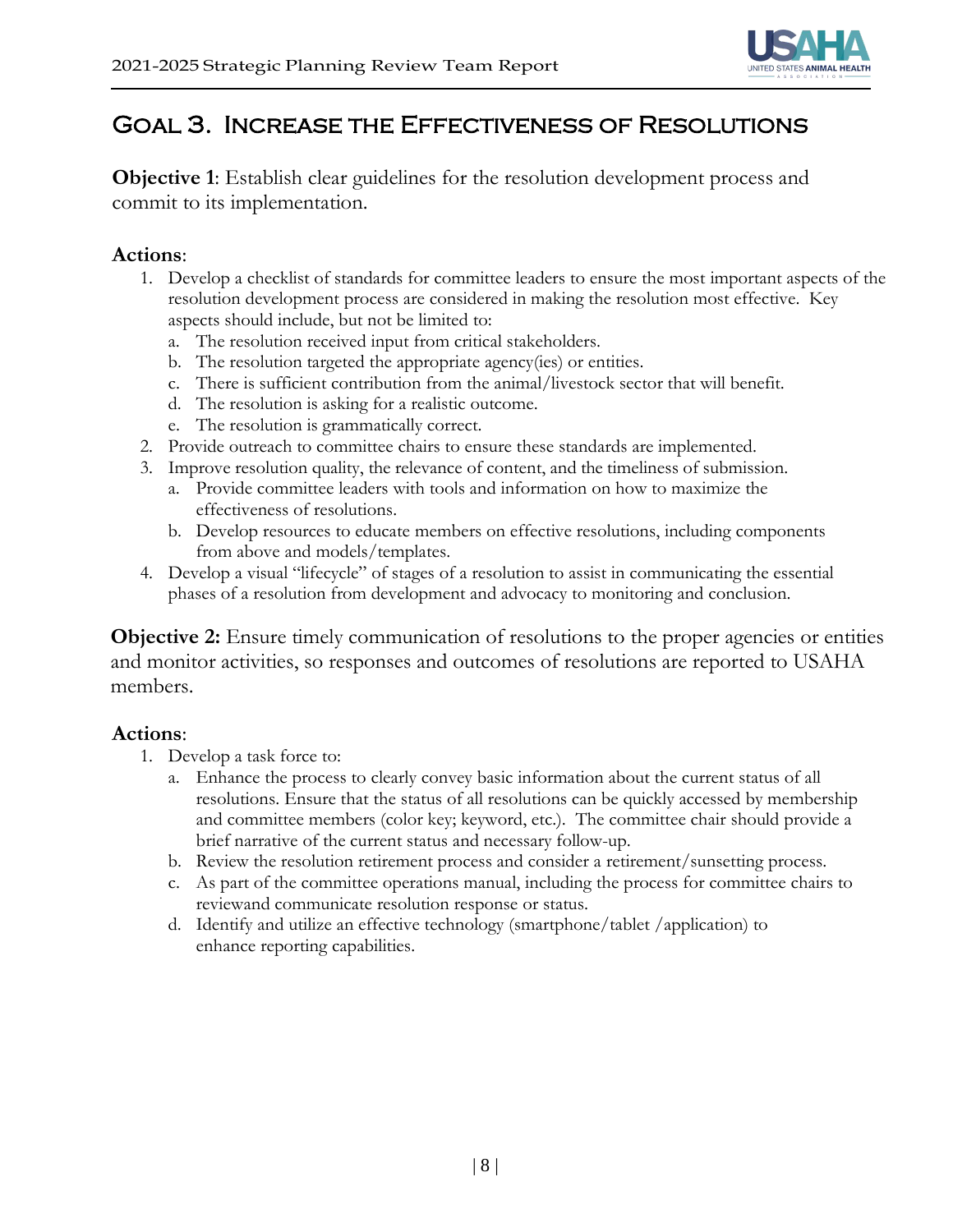# Goal 3. Increase the Effectiveness of Resolutions

**Objective 1**: Establish clear guidelines for the resolution development process and commit to its implementation.

**Actions**:

1. Develop a checklist of standards for committee leaders to ensure the most important aspects of the resolution development process are considered in making the resolution most effective. Key aspects should include, but not be limited to:
   a. The resolution received input from critical stakeholders.
   b. The resolution targeted the appropriate agency(ies) or entities.
   c. There is sufficient contribution from the animal/livestock sector that will benefit.
   d. The resolution is asking for a realistic outcome.
   e. The resolution is grammatically correct.
2. Provide outreach to committee chairs to ensure these standards are implemented.
3. Improve resolution quality, the relevance of content, and the timeliness of submission.
   a. Provide committee leaders with tools and information on how to maximize the effectiveness of resolutions.
   b. Develop resources to educate members on effective resolutions, including components from above and models/templates.
4. Develop a visual "lifecycle" of stages of a resolution to assist in communicating the essential phases of a resolution from development and advocacy to monitoring and conclusion.

**Objective 2:** Ensure timely communication of resolutions to the proper agencies or entities and monitor activities, so responses and outcomes of resolutions are reported to USAHA members.

**Actions**:

1. Develop a task force to:
   a. Enhance the process to clearly convey basic information about the current status of all resolutions. Ensure that the status of all resolutions can be quickly accessed by membership and committee members (color key; keyword, etc.). The committee chair should provide a brief narrative of the current status and necessary follow-up.
   b. Review the resolution retirement process and consider a retirement/sunsetting process.
   c. As part of the committee operations manual, including the process for committee chairs to reviewand communicate resolution response or status.
   d. Identify and utilize an effective technology (smartphone/tablet /application) to enhance reporting capabilities.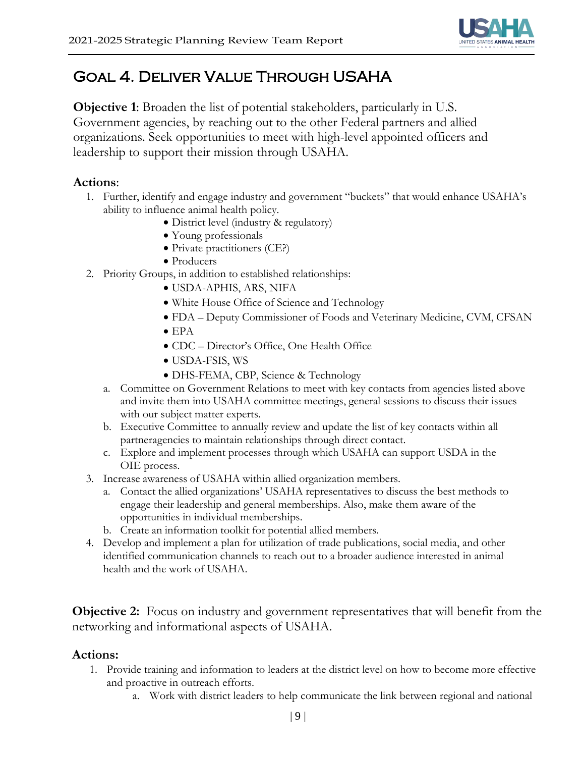# Goal 4. Deliver Value Through USAHA

**Objective 1**: Broaden the list of potential stakeholders, particularly in U.S. Government agencies, by reaching out to the other Federal partners and allied organizations. Seek opportunities to meet with high-level appointed officers and leadership to support their mission through USAHA.

**Actions**:

1. Further, identify and engage industry and government "buckets" that would enhance USAHA's ability to influence animal health policy.
   - District level (industry & regulatory)
   - Young professionals
   - Private practitioners (CE?)
   - Producers
2. Priority Groups, in addition to established relationships:
   - USDA-APHIS, ARS, NIFA
   - White House Office of Science and Technology
   - FDA – Deputy Commissioner of Foods and Veterinary Medicine, CVM, CFSAN
   - EPA
   - CDC – Director's Office, One Health Office
   - USDA-FSIS, WS
   - DHS-FEMA, CBP, Science & Technology

   a. Committee on Government Relations to meet with key contacts from agencies listed above and invite them into USAHA committee meetings, general sessions to discuss their issues with our subject matter experts.

   b. Executive Committee to annually review and update the list of key contacts within all partneragencies to maintain relationships through direct contact.

   c. Explore and implement processes through which USAHA can support USDA in the OIE process.
3. Increase awareness of USAHA within allied organization members.

   a. Contact the allied organizations' USAHA representatives to discuss the best methods to engage their leadership and general memberships. Also, make them aware of the opportunities in individual memberships.

   b. Create an information toolkit for potential allied members.
4. Develop and implement a plan for utilization of trade publications, social media, and other identified communication channels to reach out to a broader audience interested in animal health and the work of USAHA.

**Objective 2:** Focus on industry and government representatives that will benefit from the networking and informational aspects of USAHA.

**Actions:**

1. Provide training and information to leaders at the district level on how to become more effective and proactive in outreach efforts.

   a. Work with district leaders to help communicate the link between regional and national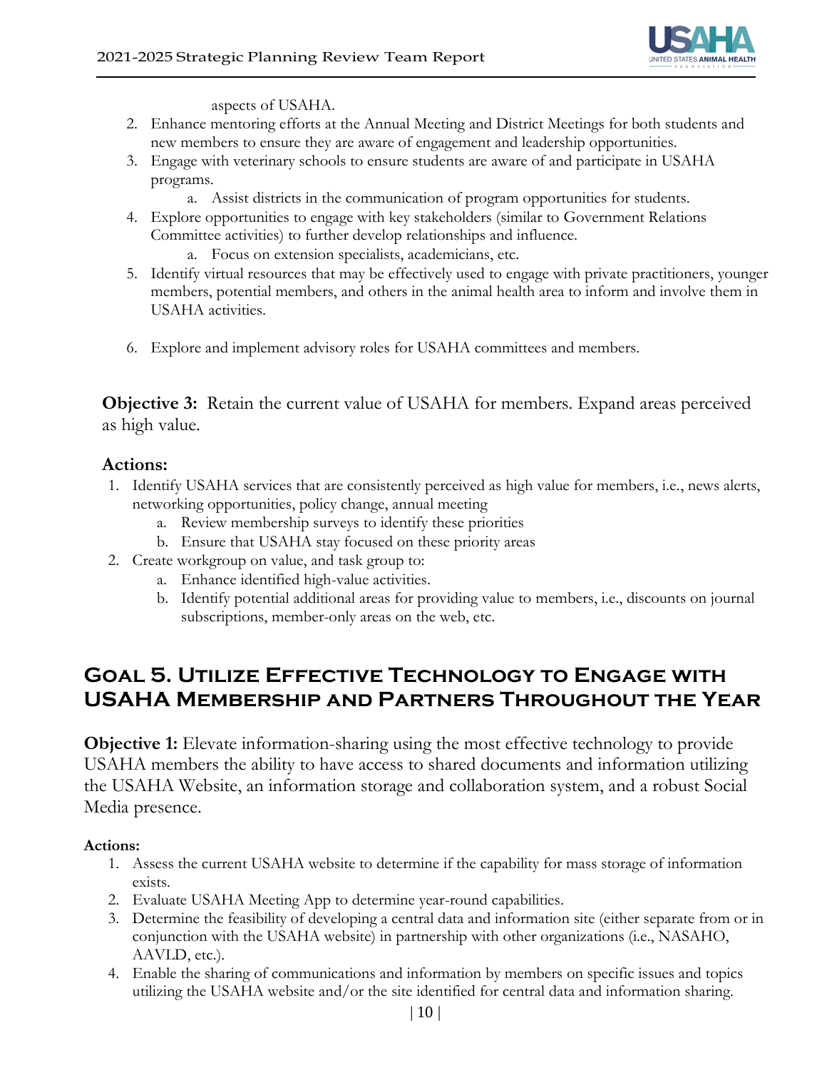aspects of USAHA.

2. Enhance mentoring efforts at the Annual Meeting and District Meetings for both students and new members to ensure they are aware of engagement and leadership opportunities.
3. Engage with veterinary schools to ensure students are aware of and participate in USAHA programs.
   a. Assist districts in the communication of program opportunities for students.
4. Explore opportunities to engage with key stakeholders (similar to Government Relations Committee activities) to further develop relationships and influence.
   a. Focus on extension specialists, academicians, etc.
5. Identify virtual resources that may be effectively used to engage with private practitioners, younger members, potential members, and others in the animal health area to inform and involve them in USAHA activities.
6. Explore and implement advisory roles for USAHA committees and members.

**Objective 3:** Retain the current value of USAHA for members. Expand areas perceived as high value.

**Actions:**

1. Identify USAHA services that are consistently perceived as high value for members, i.e., news alerts, networking opportunities, policy change, annual meeting
   a. Review membership surveys to identify these priorities
   b. Ensure that USAHA stay focused on these priority areas
2. Create workgroup on value, and task group to:
   a. Enhance identified high-value activities.
   b. Identify potential additional areas for providing value to members, i.e., discounts on journal subscriptions, member-only areas on the web, etc.

## Goal 5. Utilize Effective Technology to Engage with USAHA Membership and Partners Throughout the Year

**Objective 1:** Elevate information-sharing using the most effective technology to provide USAHA members the ability to have access to shared documents and information utilizing the USAHA Website, an information storage and collaboration system, and a robust Social Media presence.

**Actions:**

1. Assess the current USAHA website to determine if the capability for mass storage of information exists.
2. Evaluate USAHA Meeting App to determine year-round capabilities.
3. Determine the feasibility of developing a central data and information site (either separate from or in conjunction with the USAHA website) in partnership with other organizations (i.e., NASAHO, AAVLD, etc.).
4. Enable the sharing of communications and information by members on specific issues and topics utilizing the USAHA website and/or the site identified for central data and information sharing.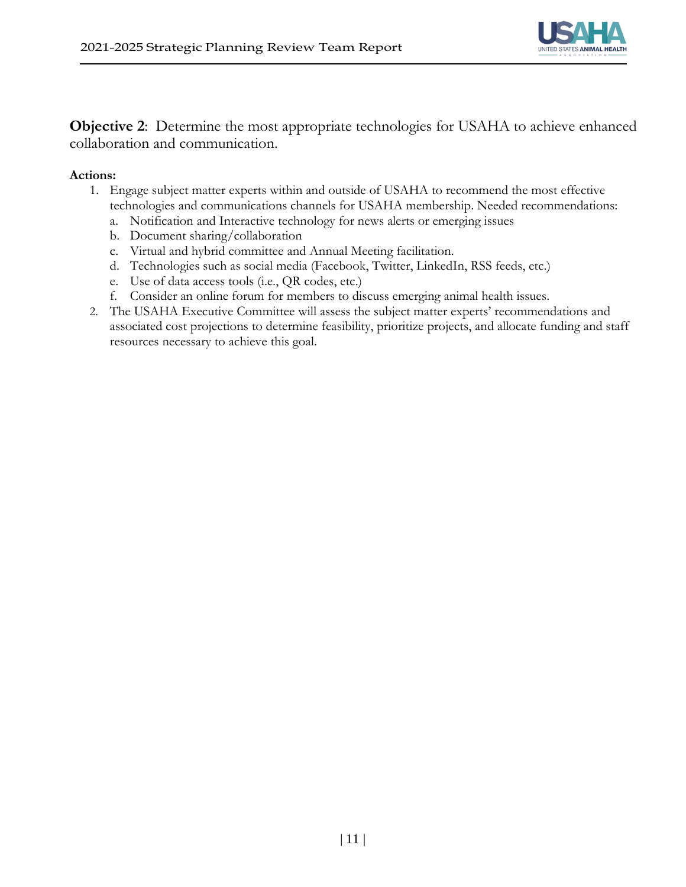**Objective 2**: Determine the most appropriate technologies for USAHA to achieve enhanced collaboration and communication.

**Actions:**

1. Engage subject matter experts within and outside of USAHA to recommend the most effective technologies and communications channels for USAHA membership. Needed recommendations:
   a. Notification and Interactive technology for news alerts or emerging issues
   b. Document sharing/collaboration
   c. Virtual and hybrid committee and Annual Meeting facilitation.
   d. Technologies such as social media (Facebook, Twitter, LinkedIn, RSS feeds, etc.)
   e. Use of data access tools (i.e., QR codes, etc.)
   f. Consider an online forum for members to discuss emerging animal health issues.
2. The USAHA Executive Committee will assess the subject matter experts' recommendations and associated cost projections to determine feasibility, prioritize projects, and allocate funding and staff resources necessary to achieve this goal.